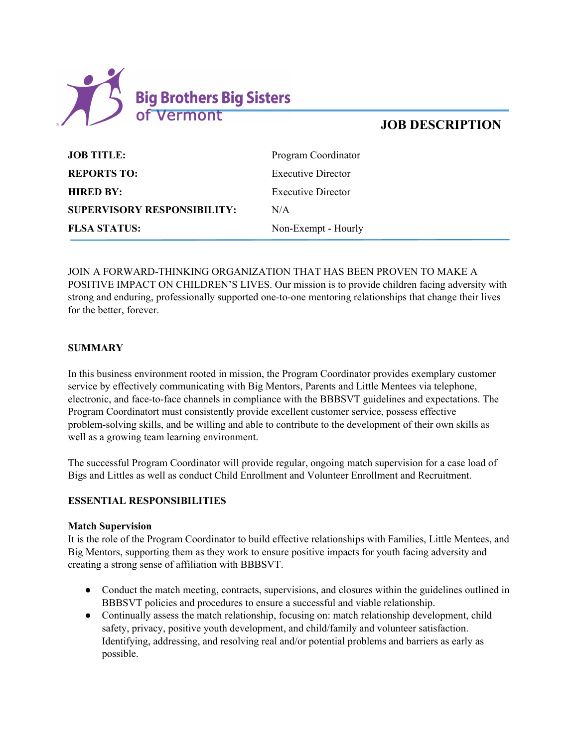Big Brothers Big Sisters of Vermont

# JOB DESCRIPTION

| | |
|---|---|
| **JOB TITLE:** | Program Coordinator |
| **REPORTS TO:** | Executive Director |
| **HIRED BY:** | Executive Director |
| **SUPERVISORY RESPONSIBILITY:** | N/A |
| **FLSA STATUS:** | Non-Exempt - Hourly |

JOIN A FORWARD-THINKING ORGANIZATION THAT HAS BEEN PROVEN TO MAKE A POSITIVE IMPACT ON CHILDREN'S LIVES. Our mission is to provide children facing adversity with strong and enduring, professionally supported one-to-one mentoring relationships that change their lives for the better, forever.

## SUMMARY

In this business environment rooted in mission, the Program Coordinator provides exemplary customer service by effectively communicating with Big Mentors, Parents and Little Mentees via telephone, electronic, and face-to-face channels in compliance with the BBBSVT guidelines and expectations. The Program Coordinatort must consistently provide excellent customer service, possess effective problem-solving skills, and be willing and able to contribute to the development of their own skills as well as a growing team learning environment.

The successful Program Coordinator will provide regular, ongoing match supervision for a case load of Bigs and Littles as well as conduct Child Enrollment and Volunteer Enrollment and Recruitment.

## ESSENTIAL RESPONSIBILITIES

### Match Supervision

It is the role of the Program Coordinator to build effective relationships with Families, Little Mentees, and Big Mentors, supporting them as they work to ensure positive impacts for youth facing adversity and creating a strong sense of affiliation with BBBSVT.

- Conduct the match meeting, contracts, supervisions, and closures within the guidelines outlined in BBBSVT policies and procedures to ensure a successful and viable relationship.
- Continually assess the match relationship, focusing on: match relationship development, child safety, privacy, positive youth development, and child/family and volunteer satisfaction. Identifying, addressing, and resolving real and/or potential problems and barriers as early as possible.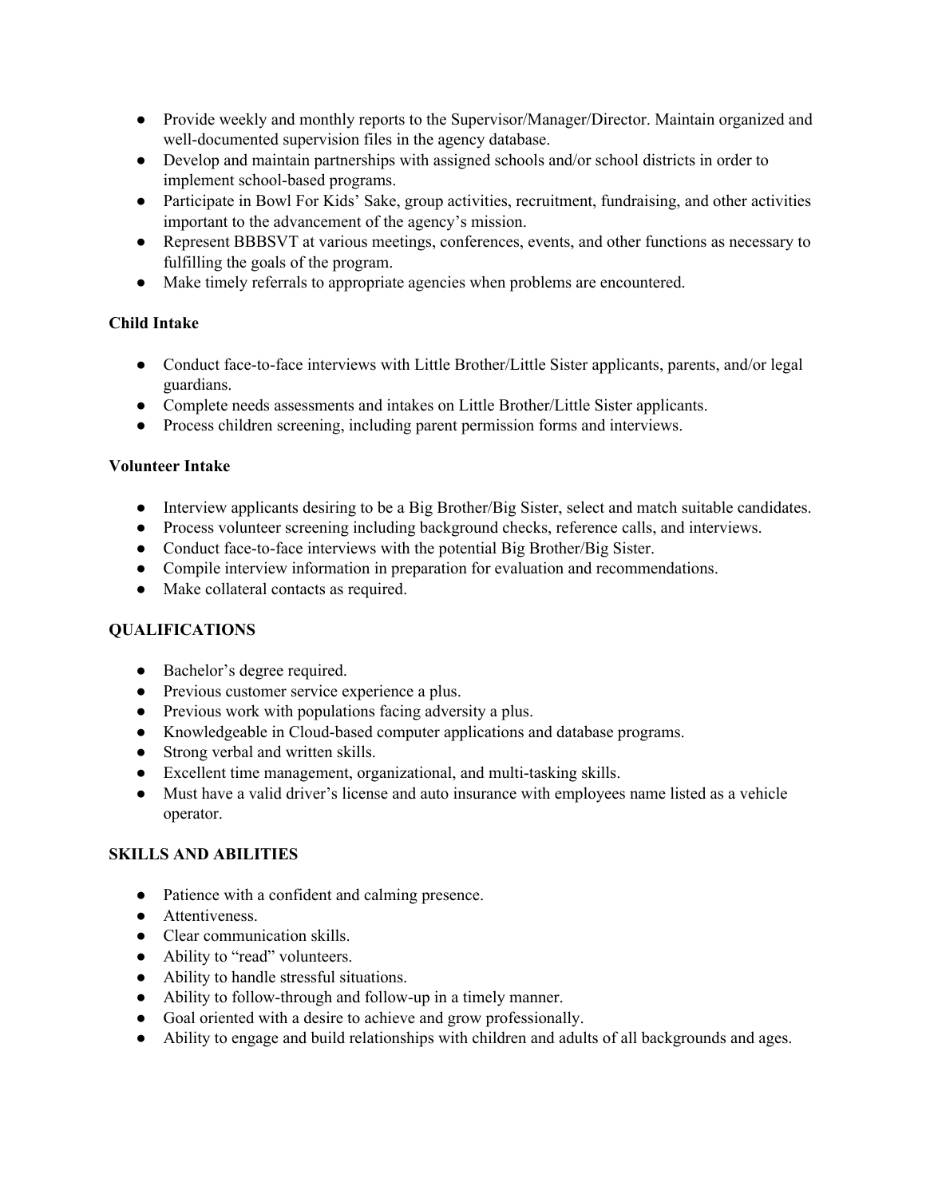- Provide weekly and monthly reports to the Supervisor/Manager/Director. Maintain organized and well-documented supervision files in the agency database.
- Develop and maintain partnerships with assigned schools and/or school districts in order to implement school-based programs.
- Participate in Bowl For Kids' Sake, group activities, recruitment, fundraising, and other activities important to the advancement of the agency's mission.
- Represent BBBSVT at various meetings, conferences, events, and other functions as necessary to fulfilling the goals of the program.
- Make timely referrals to appropriate agencies when problems are encountered.

**Child Intake**

- Conduct face-to-face interviews with Little Brother/Little Sister applicants, parents, and/or legal guardians.
- Complete needs assessments and intakes on Little Brother/Little Sister applicants.
- Process children screening, including parent permission forms and interviews.

**Volunteer Intake**

- Interview applicants desiring to be a Big Brother/Big Sister, select and match suitable candidates.
- Process volunteer screening including background checks, reference calls, and interviews.
- Conduct face-to-face interviews with the potential Big Brother/Big Sister.
- Compile interview information in preparation for evaluation and recommendations.
- Make collateral contacts as required.

**QUALIFICATIONS**

- Bachelor's degree required.
- Previous customer service experience a plus.
- Previous work with populations facing adversity a plus.
- Knowledgeable in Cloud-based computer applications and database programs.
- Strong verbal and written skills.
- Excellent time management, organizational, and multi-tasking skills.
- Must have a valid driver's license and auto insurance with employees name listed as a vehicle operator.

**SKILLS AND ABILITIES**

- Patience with a confident and calming presence.
- Attentiveness.
- Clear communication skills.
- Ability to "read" volunteers.
- Ability to handle stressful situations.
- Ability to follow-through and follow-up in a timely manner.
- Goal oriented with a desire to achieve and grow professionally.
- Ability to engage and build relationships with children and adults of all backgrounds and ages.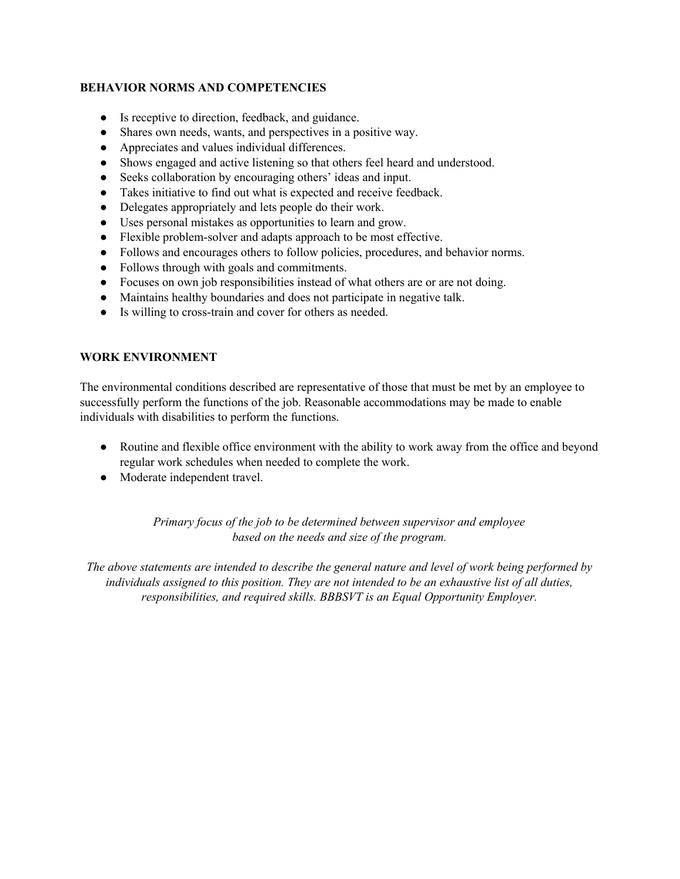**BEHAVIOR NORMS AND COMPETENCIES**

- Is receptive to direction, feedback, and guidance.
- Shares own needs, wants, and perspectives in a positive way.
- Appreciates and values individual differences.
- Shows engaged and active listening so that others feel heard and understood.
- Seeks collaboration by encouraging others' ideas and input.
- Takes initiative to find out what is expected and receive feedback.
- Delegates appropriately and lets people do their work.
- Uses personal mistakes as opportunities to learn and grow.
- Flexible problem-solver and adapts approach to be most effective.
- Follows and encourages others to follow policies, procedures, and behavior norms.
- Follows through with goals and commitments.
- Focuses on own job responsibilities instead of what others are or are not doing.
- Maintains healthy boundaries and does not participate in negative talk.
- Is willing to cross-train and cover for others as needed.

**WORK ENVIRONMENT**

The environmental conditions described are representative of those that must be met by an employee to successfully perform the functions of the job. Reasonable accommodations may be made to enable individuals with disabilities to perform the functions.

- Routine and flexible office environment with the ability to work away from the office and beyond regular work schedules when needed to complete the work.
- Moderate independent travel.

*Primary focus of the job to be determined between supervisor and employee based on the needs and size of the program.*

*The above statements are intended to describe the general nature and level of work being performed by individuals assigned to this position. They are not intended to be an exhaustive list of all duties, responsibilities, and required skills. BBBSVT is an Equal Opportunity Employer.*